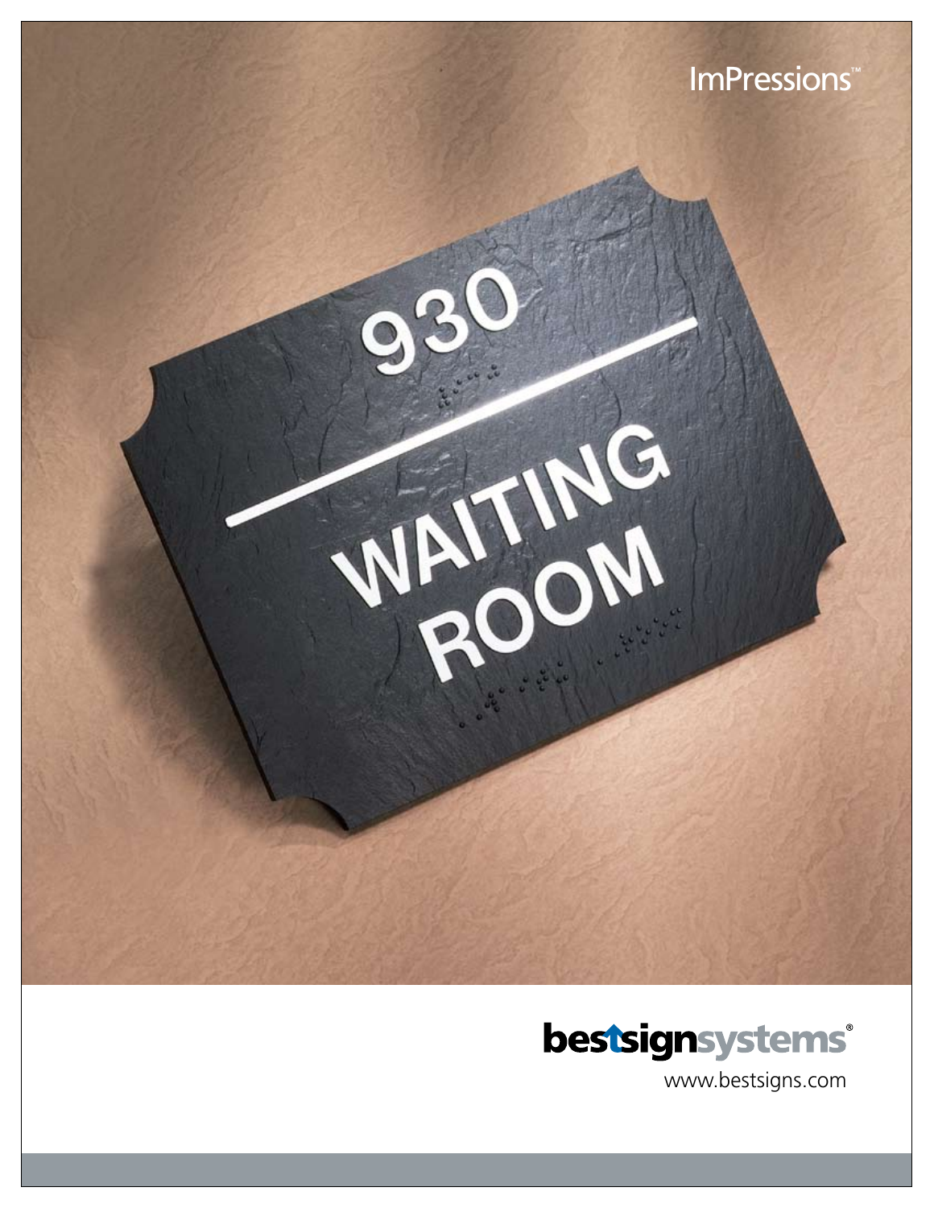ImPressions™

930

WAITING ROOM

bestsignsystems®

www.bestsigns.com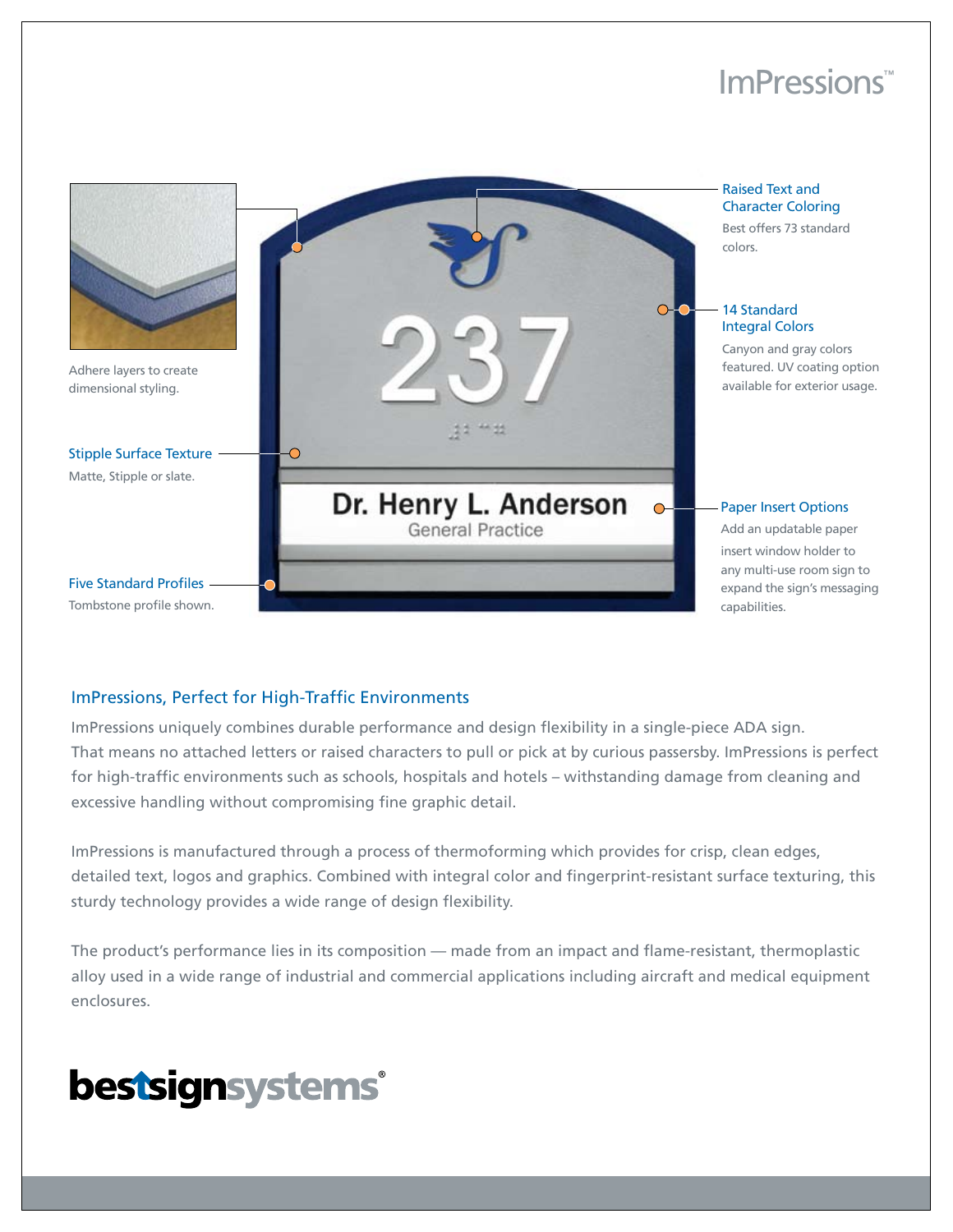# ImPressions™

Adhere layers to create dimensional styling.

**Stipple Surface Texture**
Matte, Stipple or slate.

**Five Standard Profiles**
Tombstone profile shown.

**Raised Text and Character Coloring**
Best offers 73 standard colors.

**14 Standard Integral Colors**
Canyon and gray colors featured. UV coating option available for exterior usage.

**Paper Insert Options**
Add an updatable paper insert window holder to any multi-use room sign to expand the sign's messaging capabilities.

## ImPressions, Perfect for High-Traffic Environments

ImPressions uniquely combines durable performance and design flexibility in a single-piece ADA sign. That means no attached letters or raised characters to pull or pick at by curious passersby. ImPressions is perfect for high-traffic environments such as schools, hospitals and hotels – withstanding damage from cleaning and excessive handling without compromising fine graphic detail.

ImPressions is manufactured through a process of thermoforming which provides for crisp, clean edges, detailed text, logos and graphics. Combined with integral color and fingerprint-resistant surface texturing, this sturdy technology provides a wide range of design flexibility.

The product's performance lies in its composition — made from an impact and flame-resistant, thermoplastic alloy used in a wide range of industrial and commercial applications including aircraft and medical equipment enclosures.

bestsignsystems®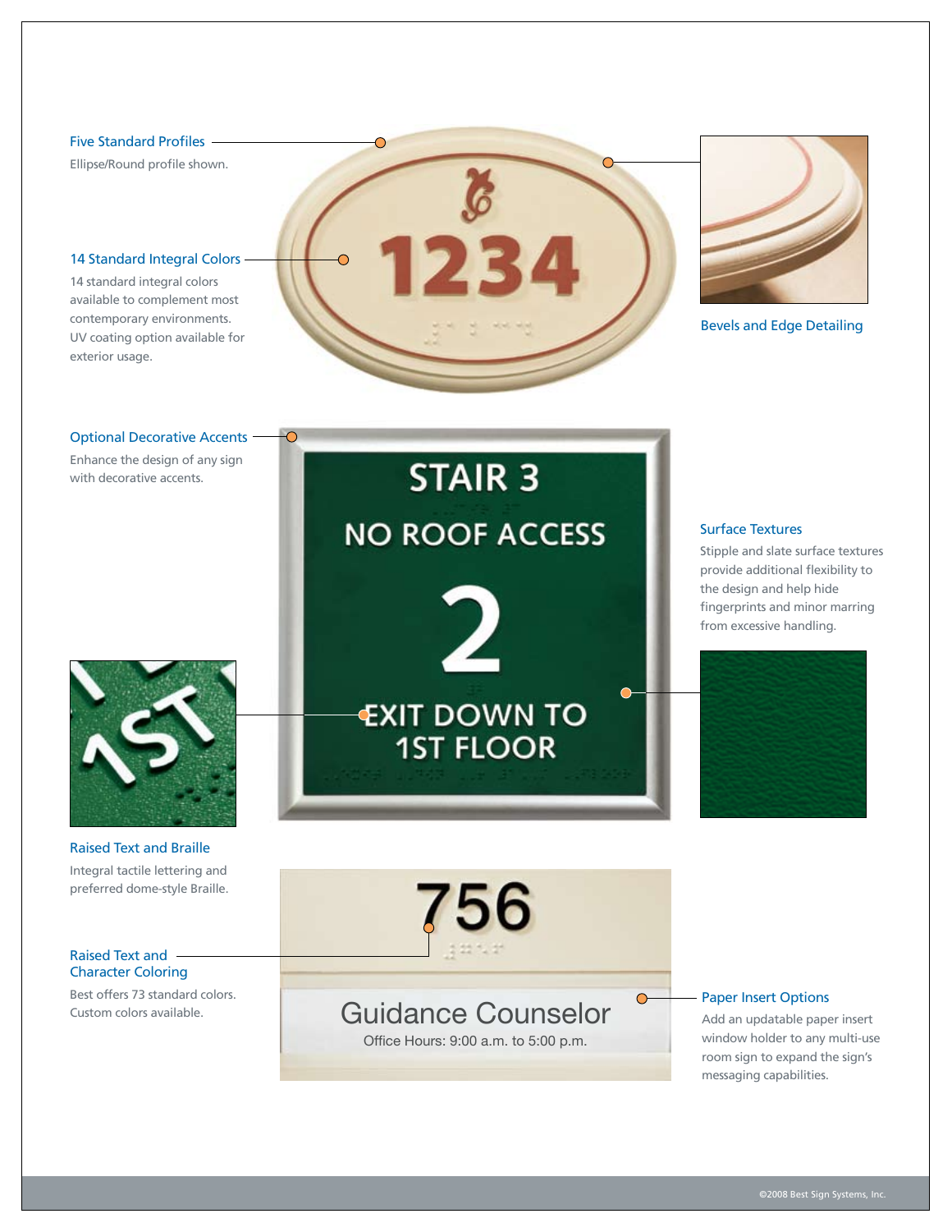## Five Standard Profiles

Ellipse/Round profile shown.

## 14 Standard Integral Colors

14 standard integral colors available to complement most contemporary environments. UV coating option available for exterior usage.

## Bevels and Edge Detailing

## Optional Decorative Accents

Enhance the design of any sign with decorative accents.

## Surface Textures

Stipple and slate surface textures provide additional flexibility to the design and help hide fingerprints and minor marring from excessive handling.

## Raised Text and Braille

Integral tactile lettering and preferred dome-style Braille.

## Raised Text and Character Coloring

Best offers 73 standard colors. Custom colors available.

## Paper Insert Options

Add an updatable paper insert window holder to any multi-use room sign to expand the sign's messaging capabilities.

©2008 Best Sign Systems, Inc.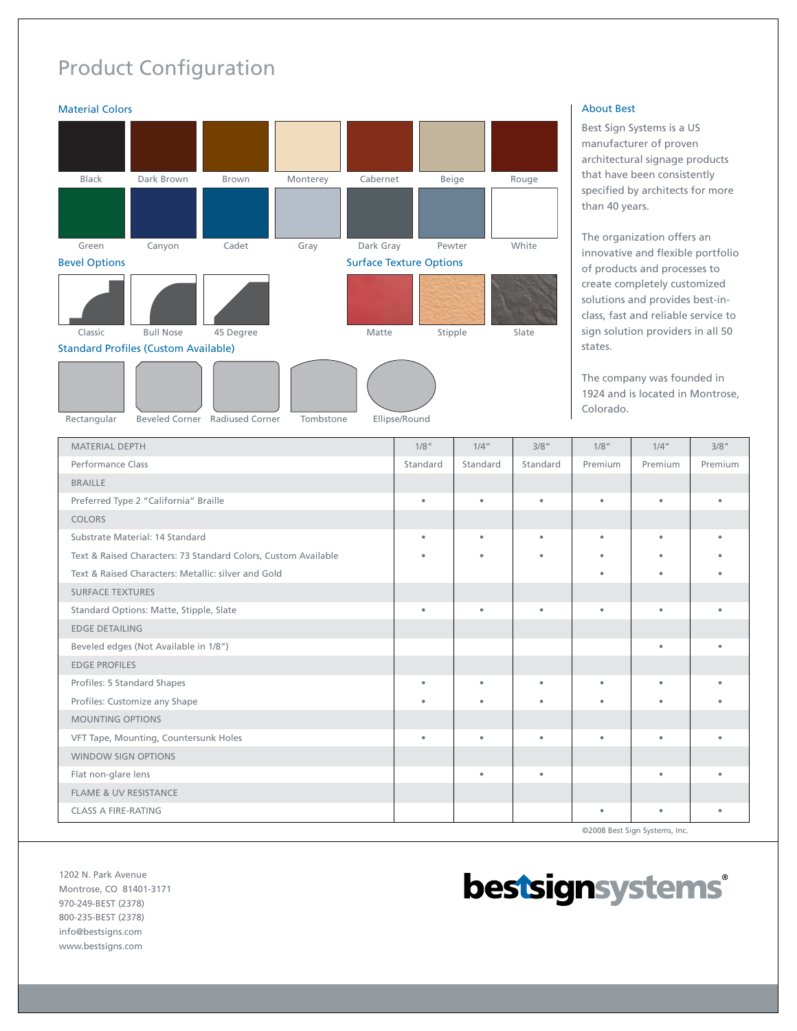# Product Configuration

## Material Colors

Black, Dark Brown, Brown, Monterey, Cabernet, Beige, Rouge

Green, Canyon, Cadet, Gray, Dark Gray, Pewter, White

## Bevel Options

Classic, Bull Nose, 45 Degree

## Surface Texture Options

Matte, Stipple, Slate

## Standard Profiles (Custom Available)

Rectangular, Beveled Corner, Radiused Corner, Tombstone, Ellipse/Round

## About Best

Best Sign Systems is a US manufacturer of proven architectural signage products that have been consistently specified by architects for more than 40 years.

The organization offers an innovative and flexible portfolio of products and processes to create completely customized solutions and provides best-in-class, fast and reliable service to sign solution providers in all 50 states.

The company was founded in 1924 and is located in Montrose, Colorado.

| MATERIAL DEPTH | 1/8″ | 1/4″ | 3/8″ | 1/8″ | 1/4″ | 3/8″ |
|---|---|---|---|---|---|---|
| Performance Class | Standard | Standard | Standard | Premium | Premium | Premium |
| BRAILLE | | | | | | |
| Preferred Type 2 "California" Braille | • | • | • | • | • | • |
| COLORS | | | | | | |
| Substrate Material: 14 Standard | • | • | • | • | • | • |
| Text & Raised Characters: 73 Standard Colors, Custom Available | • | • | • | • | • | • |
| Text & Raised Characters: Metallic: silver and Gold | | | | • | • | • |
| SURFACE TEXTURES | | | | | | |
| Standard Options: Matte, Stipple, Slate | • | • | • | • | • | • |
| EDGE DETAILING | | | | | | |
| Beveled edges (Not Available in 1/8") | | | | | • | • |
| EDGE PROFILES | | | | | | |
| Profiles: 5 Standard Shapes | • | • | • | • | • | • |
| Profiles: Customize any Shape | • | • | • | • | • | • |
| MOUNTING OPTIONS | | | | | | |
| VFT Tape, Mounting, Countersunk Holes | • | • | • | • | • | • |
| WINDOW SIGN OPTIONS | | | | | | |
| Flat non-glare lens | | • | • | | • | • |
| FLAME & UV RESISTANCE | | | | | | |
| CLASS A FIRE-RATING | | | | • | • | • |

©2008 Best Sign Systems, Inc.

1202 N. Park Avenue
Montrose, CO 81401-3171
970-249-BEST (2378)
800-235-BEST (2378)
info@bestsigns.com
www.bestsigns.com

bestsignsystems®